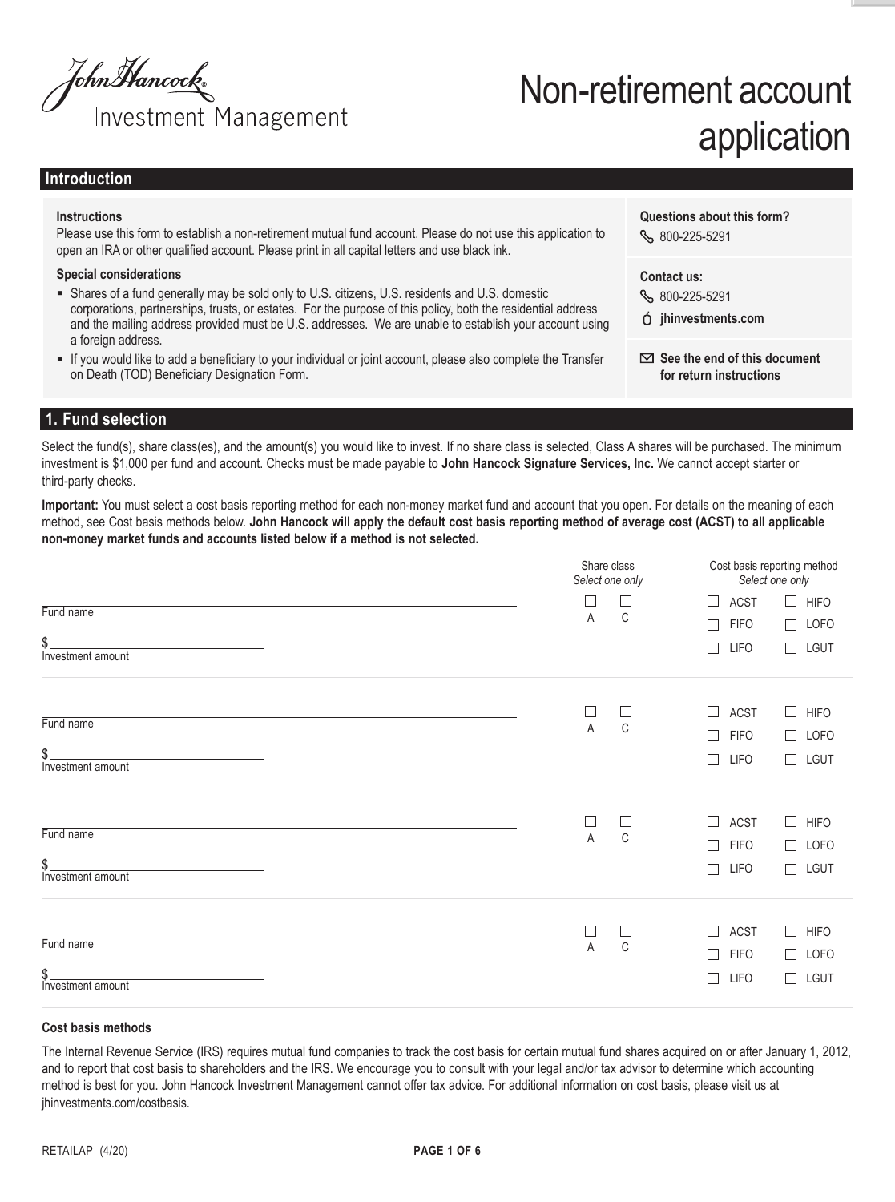John Hancock Investment Management

# Non-retirement account application

## Introduction

**Instructions**

Please use this form to establish a non-retirement mutual fund account. Please do not use this application to open an IRA or other qualified account. Please print in all capital letters and use black ink.

**Special considerations**

- Shares of a fund generally may be sold only to U.S. citizens, U.S. residents and U.S. domestic corporations, partnerships, trusts, or estates. For the purpose of this policy, both the residential address and the mailing address provided must be U.S. addresses. We are unable to establish your account using a foreign address.
- If you would like to add a beneficiary to your individual or joint account, please also complete the Transfer on Death (TOD) Beneficiary Designation Form.

**Questions about this form?**
800-225-5291

**Contact us:**
800-225-5291
**jhinvestments.com**

**See the end of this document for return instructions**

## 1. Fund selection

Select the fund(s), share class(es), and the amount(s) you would like to invest. If no share class is selected, Class A shares will be purchased. The minimum investment is $1,000 per fund and account. Checks must be made payable to **John Hancock Signature Services, Inc.** We cannot accept starter or third-party checks.

**Important:** You must select a cost basis reporting method for each non-money market fund and account that you open. For details on the meaning of each method, see Cost basis methods below. **John Hancock will apply the default cost basis reporting method of average cost (ACST) to all applicable non-money market funds and accounts listed below if a method is not selected.**

| Fund name / Investment amount | Share class *Select one only* | Cost basis reporting method *Select one only* |
|---|---|---|
| Fund name: ______________ <br> Investment amount: $__________ | ☐ A ☐ C | ☐ ACST ☐ HIFO ☐ FIFO ☐ LOFO ☐ LIFO ☐ LGUT |
| Fund name: ______________ <br> Investment amount: $__________ | ☐ A ☐ C | ☐ ACST ☐ HIFO ☐ FIFO ☐ LOFO ☐ LIFO ☐ LGUT |
| Fund name: ______________ <br> Investment amount: $__________ | ☐ A ☐ C | ☐ ACST ☐ HIFO ☐ FIFO ☐ LOFO ☐ LIFO ☐ LGUT |
| Fund name: ______________ <br> Investment amount: $__________ | ☐ A ☐ C | ☐ ACST ☐ HIFO ☐ FIFO ☐ LOFO ☐ LIFO ☐ LGUT |

**Cost basis methods**

The Internal Revenue Service (IRS) requires mutual fund companies to track the cost basis for certain mutual fund shares acquired on or after January 1, 2012, and to report that cost basis to shareholders and the IRS. We encourage you to consult with your legal and/or tax advisor to determine which accounting method is best for you. John Hancock Investment Management cannot offer tax advice. For additional information on cost basis, please visit us at jhinvestments.com/costbasis.

RETAILAP (4/20)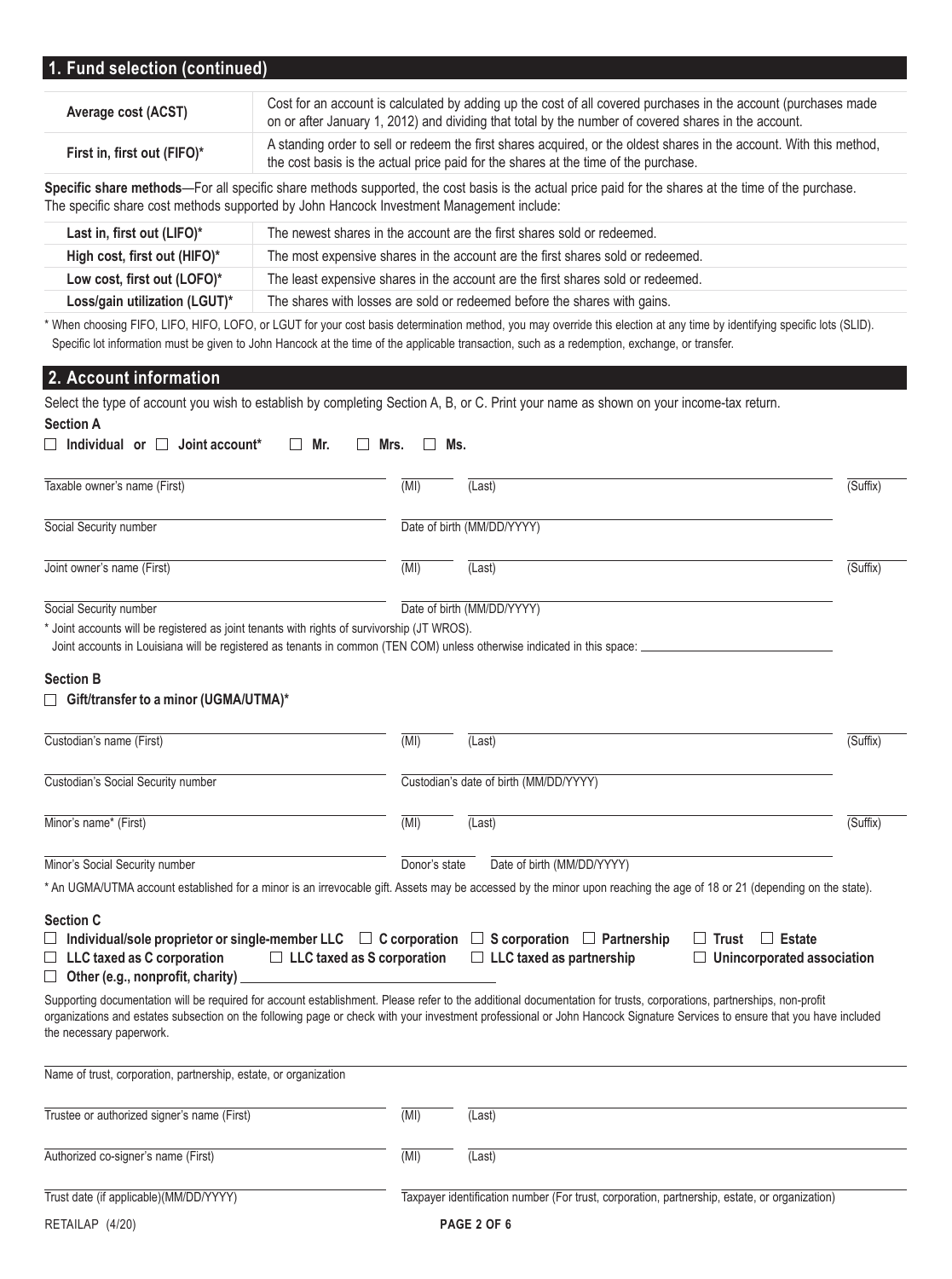## 1. Fund selection (continued)

| | |
|---|---|
| **Average cost (ACST)** | Cost for an account is calculated by adding up the cost of all covered purchases in the account (purchases made on or after January 1, 2012) and dividing that total by the number of covered shares in the account. |
| **First in, first out (FIFO)*** | A standing order to sell or redeem the first shares acquired, or the oldest shares in the account. With this method, the cost basis is the actual price paid for the shares at the time of the purchase. |

**Specific share methods**—For all specific share methods supported, the cost basis is the actual price paid for the shares at the time of the purchase. The specific share cost methods supported by John Hancock Investment Management include:

| | |
|---|---|
| **Last in, first out (LIFO)*** | The newest shares in the account are the first shares sold or redeemed. |
| **High cost, first out (HIFO)*** | The most expensive shares in the account are the first shares sold or redeemed. |
| **Low cost, first out (LOFO)*** | The least expensive shares in the account are the first shares sold or redeemed. |
| **Loss/gain utilization (LGUT)*** | The shares with losses are sold or redeemed before the shares with gains. |

* When choosing FIFO, LIFO, HIFO, LOFO, or LGUT for your cost basis determination method, you may override this election at any time by identifying specific lots (SLID). Specific lot information must be given to John Hancock at the time of the applicable transaction, such as a redemption, exchange, or transfer.

## 2. Account information

Select the type of account you wish to establish by completing Section A, B, or C. Print your name as shown on your income-tax return.

**Section A**

☐ **Individual or** ☐ **Joint account*** ☐ **Mr.** ☐ **Mrs.** ☐ **Ms.**

Taxable owner's name (First) \_\_\_\_\_\_\_\_ (MI) \_\_\_\_ (Last) \_\_\_\_\_\_\_\_ (Suffix) \_\_\_\_

Social Security number \_\_\_\_\_\_\_\_ Date of birth (MM/DD/YYYY) \_\_\_\_\_\_\_\_

Joint owner's name (First) \_\_\_\_\_\_\_\_ (MI) \_\_\_\_ (Last) \_\_\_\_\_\_\_\_ (Suffix) \_\_\_\_

Social Security number \_\_\_\_\_\_\_\_ Date of birth (MM/DD/YYYY) \_\_\_\_\_\_\_\_

* Joint accounts will be registered as joint tenants with rights of survivorship (JT WROS).
Joint accounts in Louisiana will be registered as tenants in common (TEN COM) unless otherwise indicated in this space: \_\_\_\_\_\_\_\_

**Section B**

☐ **Gift/transfer to a minor (UGMA/UTMA)***

Custodian's name (First) \_\_\_\_\_\_\_\_ (MI) \_\_\_\_ (Last) \_\_\_\_\_\_\_\_ (Suffix) \_\_\_\_

Custodian's Social Security number \_\_\_\_\_\_\_\_ Custodian's date of birth (MM/DD/YYYY) \_\_\_\_\_\_\_\_

Minor's name* (First) \_\_\_\_\_\_\_\_ (MI) \_\_\_\_ (Last) \_\_\_\_\_\_\_\_ (Suffix) \_\_\_\_

Minor's Social Security number \_\_\_\_\_\_\_\_ Donor's state \_\_\_\_ Date of birth (MM/DD/YYYY) \_\_\_\_\_\_\_\_

* An UGMA/UTMA account established for a minor is an irrevocable gift. Assets may be accessed by the minor upon reaching the age of 18 or 21 (depending on the state).

**Section C**

☐ **Individual/sole proprietor or single-member LLC** ☐ **C corporation** ☐ **S corporation** ☐ **Partnership** ☐ **Trust** ☐ **Estate**
☐ **LLC taxed as C corporation** ☐ **LLC taxed as S corporation** ☐ **LLC taxed as partnership** ☐ **Unincorporated association**
☐ **Other (e.g., nonprofit, charity)** \_\_\_\_\_\_\_\_

Supporting documentation will be required for account establishment. Please refer to the additional documentation for trusts, corporations, partnerships, non-profit organizations and estates subsection on the following page or check with your investment professional or John Hancock Signature Services to ensure that you have included the necessary paperwork.

Name of trust, corporation, partnership, estate, or organization \_\_\_\_\_\_\_\_

Trustee or authorized signer's name (First) \_\_\_\_\_\_\_\_ (MI) \_\_\_\_ (Last) \_\_\_\_\_\_\_\_

Authorized co-signer's name (First) \_\_\_\_\_\_\_\_ (MI) \_\_\_\_ (Last) \_\_\_\_\_\_\_\_

Trust date (if applicable)(MM/DD/YYYY) \_\_\_\_\_\_\_\_ Taxpayer identification number (For trust, corporation, partnership, estate, or organization) \_\_\_\_\_\_\_\_

RETAILAP (4/20)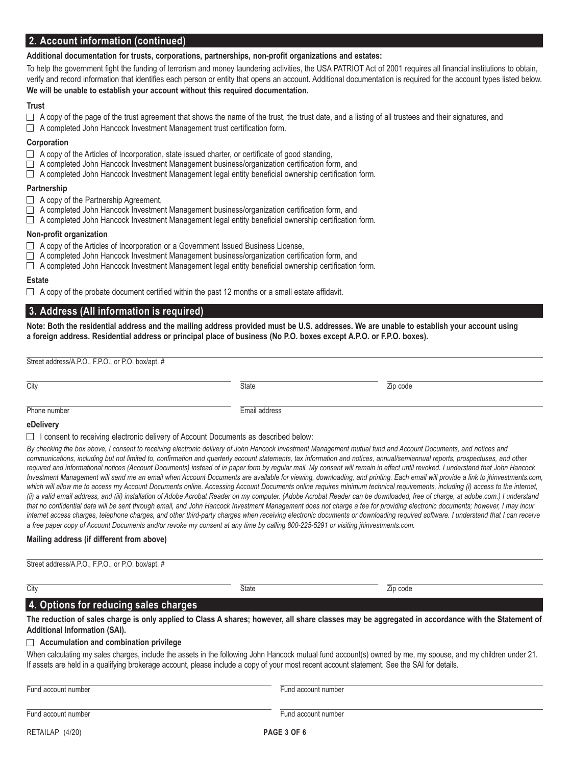## 2. Account information (continued)

**Additional documentation for trusts, corporations, partnerships, non-profit organizations and estates:**

To help the government fight the funding of terrorism and money laundering activities, the USA PATRIOT Act of 2001 requires all financial institutions to obtain, verify and record information that identifies each person or entity that opens an account. Additional documentation is required for the account types listed below. **We will be unable to establish your account without this required documentation.**

**Trust**

- ☐ A copy of the page of the trust agreement that shows the name of the trust, the trust date, and a listing of all trustees and their signatures, and
- ☐ A completed John Hancock Investment Management trust certification form.

**Corporation**

- ☐ A copy of the Articles of Incorporation, state issued charter, or certificate of good standing,
- ☐ A completed John Hancock Investment Management business/organization certification form, and
- ☐ A completed John Hancock Investment Management legal entity beneficial ownership certification form.

**Partnership**

- ☐ A copy of the Partnership Agreement,
- ☐ A completed John Hancock Investment Management business/organization certification form, and
- ☐ A completed John Hancock Investment Management legal entity beneficial ownership certification form.

**Non-profit organization**

- ☐ A copy of the Articles of Incorporation or a Government Issued Business License,
- ☐ A completed John Hancock Investment Management business/organization certification form, and
- ☐ A completed John Hancock Investment Management legal entity beneficial ownership certification form.

**Estate**

- ☐ A copy of the probate document certified within the past 12 months or a small estate affidavit.

## 3. Address (All information is required)

**Note: Both the residential address and the mailing address provided must be U.S. addresses. We are unable to establish your account using a foreign address. Residential address or principal place of business (No P.O. boxes except A.P.O. or F.P.O. boxes).**

Street address/A.P.O., F.P.O., or P.O. box/apt. # \_\_\_\_\_\_\_\_\_\_\_\_\_\_\_\_\_\_\_\_

City \_\_\_\_\_\_\_\_\_\_ State \_\_\_\_\_\_\_\_\_\_ Zip code \_\_\_\_\_\_\_\_\_\_

Phone number \_\_\_\_\_\_\_\_\_\_ Email address \_\_\_\_\_\_\_\_\_\_

**eDelivery**

☐ I consent to receiving electronic delivery of Account Documents as described below:

*By checking the box above, I consent to receiving electronic delivery of John Hancock Investment Management mutual fund and Account Documents, and notices and communications, including but not limited to, confirmation and quarterly account statements, tax information and notices, annual/semiannual reports, prospectuses, and other required and informational notices (Account Documents) instead of in paper form by regular mail. My consent will remain in effect until revoked. I understand that John Hancock Investment Management will send me an email when Account Documents are available for viewing, downloading, and printing. Each email will provide a link to jhinvestments.com, which will allow me to access my Account Documents online. Accessing Account Documents online requires minimum technical requirements, including (i) access to the internet, (ii) a valid email address, and (iii) installation of Adobe Acrobat Reader on my computer. (Adobe Acrobat Reader can be downloaded, free of charge, at adobe.com.) I understand that no confidential data will be sent through email, and John Hancock Investment Management does not charge a fee for providing electronic documents; however, I may incur internet access charges, telephone charges, and other third-party charges when receiving electronic documents or downloading required software. I understand that I can receive a free paper copy of Account Documents and/or revoke my consent at any time by calling 800-225-5291 or visiting jhinvestments.com.*

**Mailing address (if different from above)**

Street address/A.P.O., F.P.O., or P.O. box/apt. # \_\_\_\_\_\_\_\_\_\_\_\_\_\_\_\_\_\_\_\_

City \_\_\_\_\_\_\_\_\_\_ State \_\_\_\_\_\_\_\_\_\_ Zip code \_\_\_\_\_\_\_\_\_\_

## 4. Options for reducing sales charges

**The reduction of sales charge is only applied to Class A shares; however, all share classes may be aggregated in accordance with the Statement of Additional Information (SAI).**

☐ **Accumulation and combination privilege**

When calculating my sales charges, include the assets in the following John Hancock mutual fund account(s) owned by me, my spouse, and my children under 21. If assets are held in a qualifying brokerage account, please include a copy of your most recent account statement. See the SAI for details.

Fund account number \_\_\_\_\_\_\_\_\_\_ Fund account number \_\_\_\_\_\_\_\_\_\_

Fund account number \_\_\_\_\_\_\_\_\_\_ Fund account number \_\_\_\_\_\_\_\_\_\_

RETAILAP (4/20)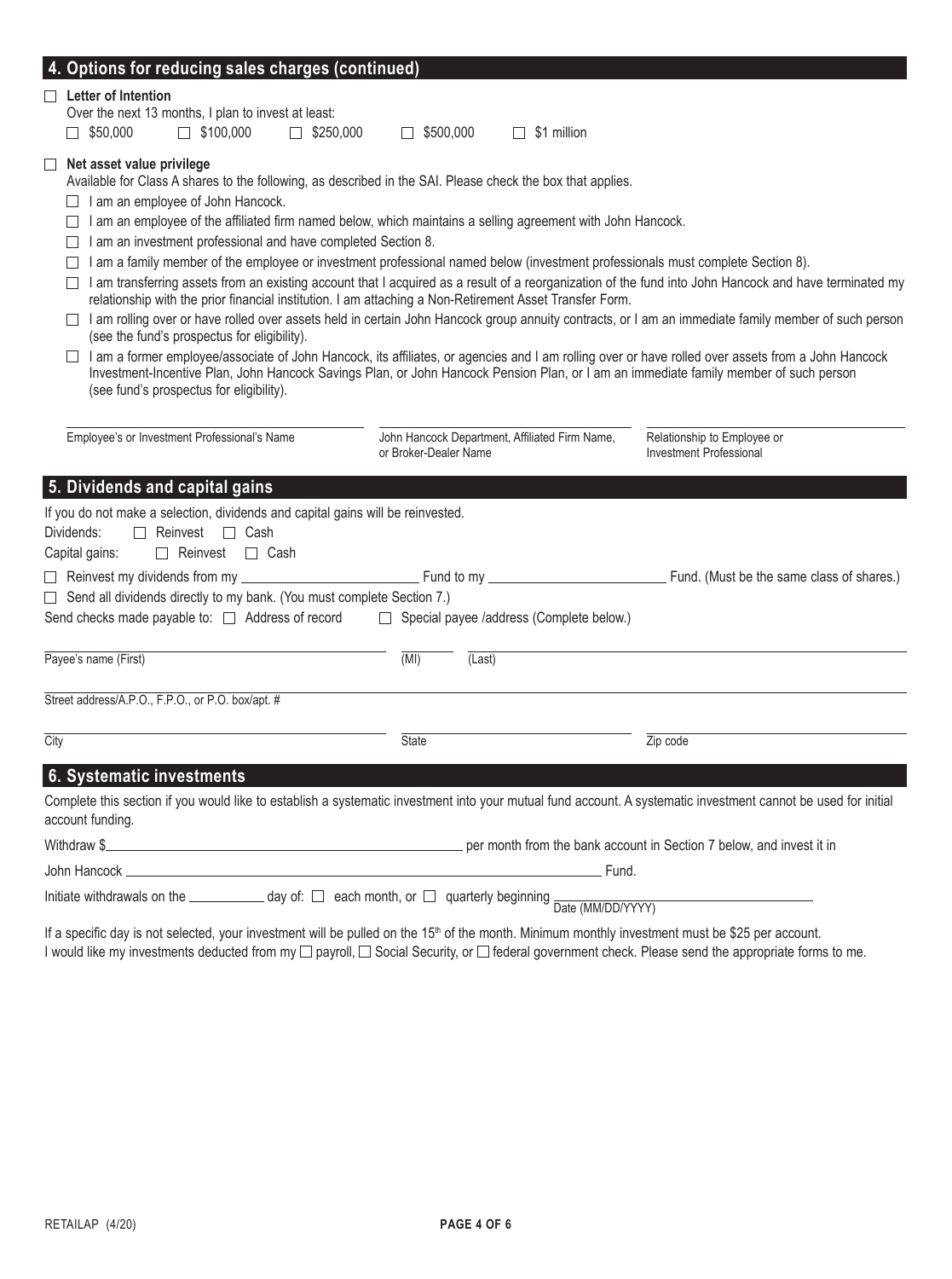## 4. Options for reducing sales charges (continued)

☐ **Letter of Intention**

Over the next 13 months, I plan to invest at least:

☐ $50,000 ☐ $100,000 ☐ $250,000 ☐ $500,000 ☐ $1 million

☐ **Net asset value privilege**

Available for Class A shares to the following, as described in the SAI. Please check the box that applies.

- ☐ I am an employee of John Hancock.
- ☐ I am an employee of the affiliated firm named below, which maintains a selling agreement with John Hancock.
- ☐ I am an investment professional and have completed Section 8.
- ☐ I am a family member of the employee or investment professional named below (investment professionals must complete Section 8).
- ☐ I am transferring assets from an existing account that I acquired as a result of a reorganization of the fund into John Hancock and have terminated my relationship with the prior financial institution. I am attaching a Non-Retirement Asset Transfer Form.
- ☐ I am rolling over or have rolled over assets held in certain John Hancock group annuity contracts, or I am an immediate family member of such person (see the fund's prospectus for eligibility).
- ☐ I am a former employee/associate of John Hancock, its affiliates, or agencies and I am rolling over or have rolled over assets from a John Hancock Investment-Incentive Plan, John Hancock Savings Plan, or John Hancock Pension Plan, or I am an immediate family member of such person (see fund's prospectus for eligibility).

| Employee's or Investment Professional's Name | John Hancock Department, Affiliated Firm Name, or Broker-Dealer Name | Relationship to Employee or Investment Professional |
|---|---|---|
| | | |

## 5. Dividends and capital gains

If you do not make a selection, dividends and capital gains will be reinvested.

Dividends: ☐ Reinvest ☐ Cash

Capital gains: ☐ Reinvest ☐ Cash

☐ Reinvest my dividends from my ____________ Fund to my ____________ Fund. (Must be the same class of shares.)

☐ Send all dividends directly to my bank. (You must complete Section 7.)

Send checks made payable to: ☐ Address of record ☐ Special payee /address (Complete below.)

Payee's name (First) ____________ (MI) ____ (Last) ____________

Street address/A.P.O., F.P.O., or P.O. box/apt. # ____________

City ____________ State ____________ Zip code ____________

## 6. Systematic investments

Complete this section if you would like to establish a systematic investment into your mutual fund account. A systematic investment cannot be used for initial account funding.

Withdraw $____________ per month from the bank account in Section 7 below, and invest it in

John Hancock ____________ Fund.

Initiate withdrawals on the ________ day of: ☐ each month, or ☐ quarterly beginning ____________ Date (MM/DD/YYYY)

If a specific day is not selected, your investment will be pulled on the 15th of the month. Minimum monthly investment must be $25 per account.

I would like my investments deducted from my ☐ payroll, ☐ Social Security, or ☐ federal government check. Please send the appropriate forms to me.

RETAILAP (4/20)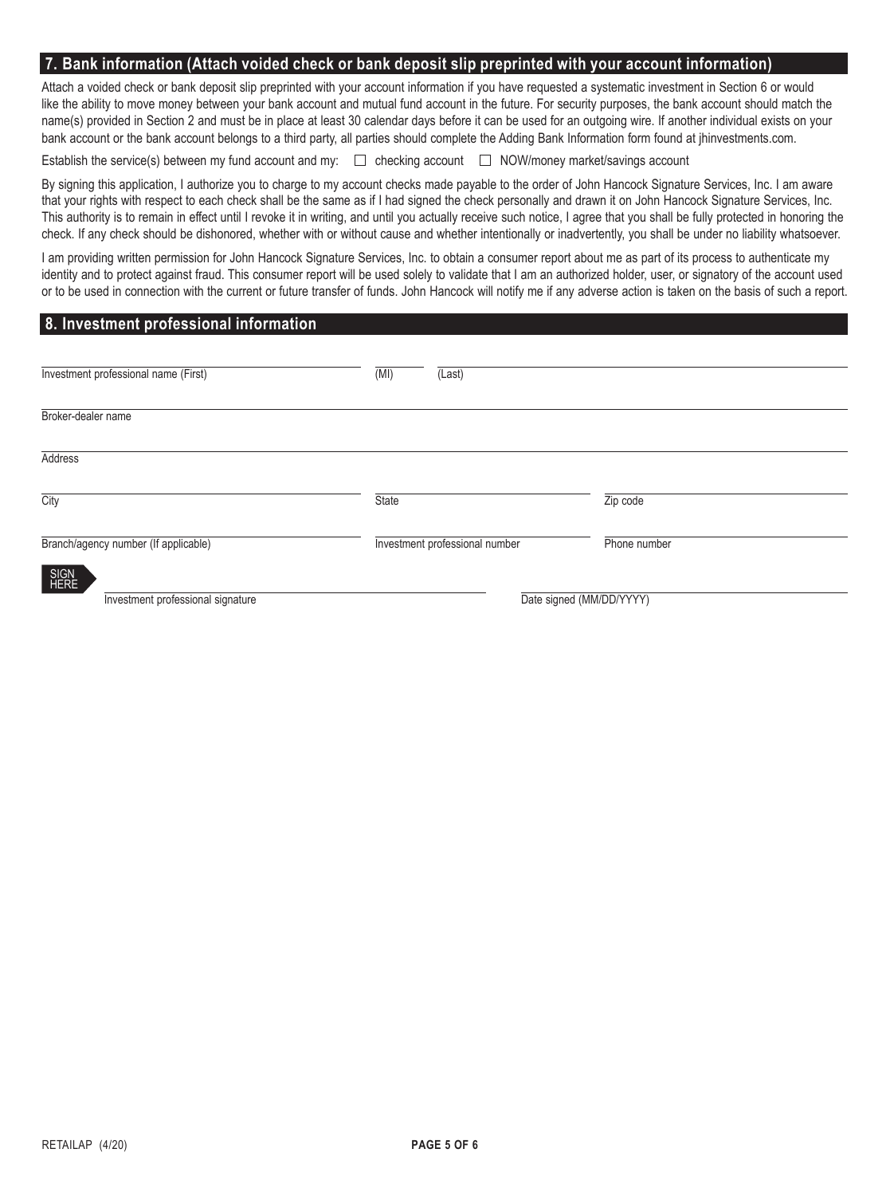## 7. Bank information (Attach voided check or bank deposit slip preprinted with your account information)

Attach a voided check or bank deposit slip preprinted with your account information if you have requested a systematic investment in Section 6 or would like the ability to move money between your bank account and mutual fund account in the future. For security purposes, the bank account should match the name(s) provided in Section 2 and must be in place at least 30 calendar days before it can be used for an outgoing wire. If another individual exists on your bank account or the bank account belongs to a third party, all parties should complete the Adding Bank Information form found at jhinvestments.com.

Establish the service(s) between my fund account and my: ☐ checking account ☐ NOW/money market/savings account

By signing this application, I authorize you to charge to my account checks made payable to the order of John Hancock Signature Services, Inc. I am aware that your rights with respect to each check shall be the same as if I had signed the check personally and drawn it on John Hancock Signature Services, Inc. This authority is to remain in effect until I revoke it in writing, and until you actually receive such notice, I agree that you shall be fully protected in honoring the check. If any check should be dishonored, whether with or without cause and whether intentionally or inadvertently, you shall be under no liability whatsoever.

I am providing written permission for John Hancock Signature Services, Inc. to obtain a consumer report about me as part of its process to authenticate my identity and to protect against fraud. This consumer report will be used solely to validate that I am an authorized holder, user, or signatory of the account used or to be used in connection with the current or future transfer of funds. John Hancock will notify me if any adverse action is taken on the basis of such a report.

## 8. Investment professional information

Investment professional name (First) ____________ (MI) ____ (Last) ____________

Broker-dealer name ____________

Address ____________

City ____________ State ____________ Zip code ____________

Branch/agency number (If applicable) ____________ Investment professional number ____________ Phone number ____________

SIGN HERE

Investment professional signature ____________ Date signed (MM/DD/YYYY) ____________

RETAILAP (4/20)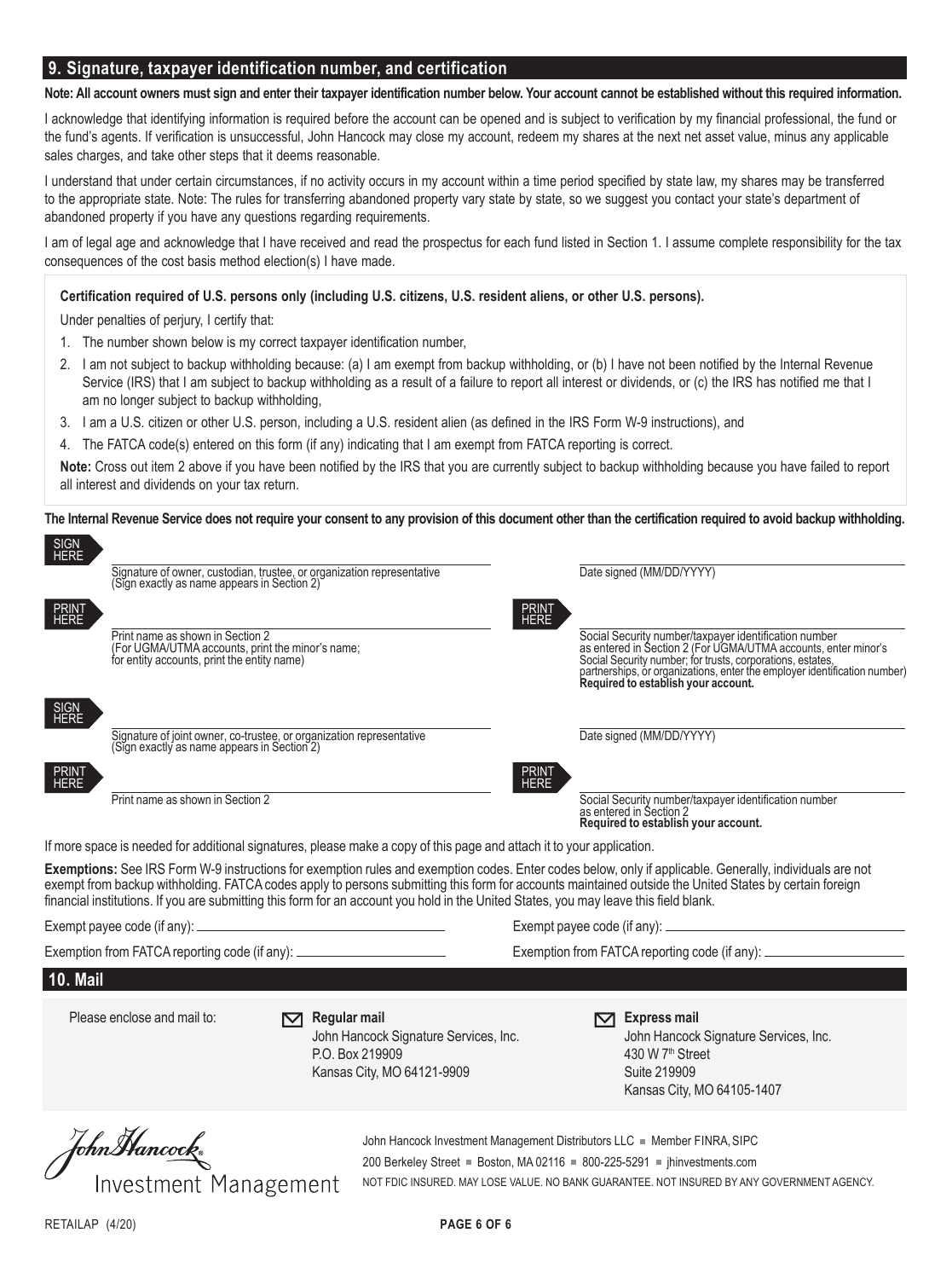## 9. Signature, taxpayer identification number, and certification

**Note: All account owners must sign and enter their taxpayer identification number below. Your account cannot be established without this required information.**

I acknowledge that identifying information is required before the account can be opened and is subject to verification by my financial professional, the fund or the fund's agents. If verification is unsuccessful, John Hancock may close my account, redeem my shares at the next net asset value, minus any applicable sales charges, and take other steps that it deems reasonable.

I understand that under certain circumstances, if no activity occurs in my account within a time period specified by state law, my shares may be transferred to the appropriate state. Note: The rules for transferring abandoned property vary state by state, so we suggest you contact your state's department of abandoned property if you have any questions regarding requirements.

I am of legal age and acknowledge that I have received and read the prospectus for each fund listed in Section 1. I assume complete responsibility for the tax consequences of the cost basis method election(s) I have made.

**Certification required of U.S. persons only (including U.S. citizens, U.S. resident aliens, or other U.S. persons).**

Under penalties of perjury, I certify that:

1. The number shown below is my correct taxpayer identification number,
2. I am not subject to backup withholding because: (a) I am exempt from backup withholding, or (b) I have not been notified by the Internal Revenue Service (IRS) that I am subject to backup withholding as a result of a failure to report all interest or dividends, or (c) the IRS has notified me that I am no longer subject to backup withholding,
3. I am a U.S. citizen or other U.S. person, including a U.S. resident alien (as defined in the IRS Form W-9 instructions), and
4. The FATCA code(s) entered on this form (if any) indicating that I am exempt from FATCA reporting is correct.

**Note:** Cross out item 2 above if you have been notified by the IRS that you are currently subject to backup withholding because you have failed to report all interest and dividends on your tax return.

**The Internal Revenue Service does not require your consent to any provision of this document other than the certification required to avoid backup withholding.**

SIGN HERE

Signature of owner, custodian, trustee, or organization representative (Sign exactly as name appears in Section 2)

Date signed (MM/DD/YYYY)

PRINT HERE

Print name as shown in Section 2 (For UGMA/UTMA accounts, print the minor's name; for entity accounts, print the entity name)

PRINT HERE

Social Security number/taxpayer identification number as entered in Section 2 (For UGMA/UTMA accounts, enter minor's Social Security number; for trusts, corporations, estates, partnerships, or organizations, enter the employer identification number) **Required to establish your account.**

SIGN HERE

Signature of joint owner, co-trustee, or organization representative (Sign exactly as name appears in Section 2)

Date signed (MM/DD/YYYY)

PRINT HERE

Print name as shown in Section 2

PRINT HERE

Social Security number/taxpayer identification number as entered in Section 2 **Required to establish your account.**

If more space is needed for additional signatures, please make a copy of this page and attach it to your application.

**Exemptions:** See IRS Form W-9 instructions for exemption rules and exemption codes. Enter codes below, only if applicable. Generally, individuals are not exempt from backup withholding. FATCA codes apply to persons submitting this form for accounts maintained outside the United States by certain foreign financial institutions. If you are submitting this form for an account you hold in the United States, you may leave this field blank.

Exempt payee code (if any): ____________________

Exemption from FATCA reporting code (if any): ____________________

Exempt payee code (if any): ____________________

Exemption from FATCA reporting code (if any): ____________________

## 10. Mail

Please enclose and mail to:

**Regular mail**
John Hancock Signature Services, Inc.
P.O. Box 219909
Kansas City, MO 64121-9909

**Express mail**
John Hancock Signature Services, Inc.
430 W 7th Street
Suite 219909
Kansas City, MO 64105-1407

John Hancock Investment Management

John Hancock Investment Management Distributors LLC ■ Member FINRA, SIPC
200 Berkeley Street ■ Boston, MA 02116 ■ 800-225-5291 ■ jhinvestments.com
NOT FDIC INSURED. MAY LOSE VALUE. NO BANK GUARANTEE. NOT INSURED BY ANY GOVERNMENT AGENCY.

RETAILAP (4/20)